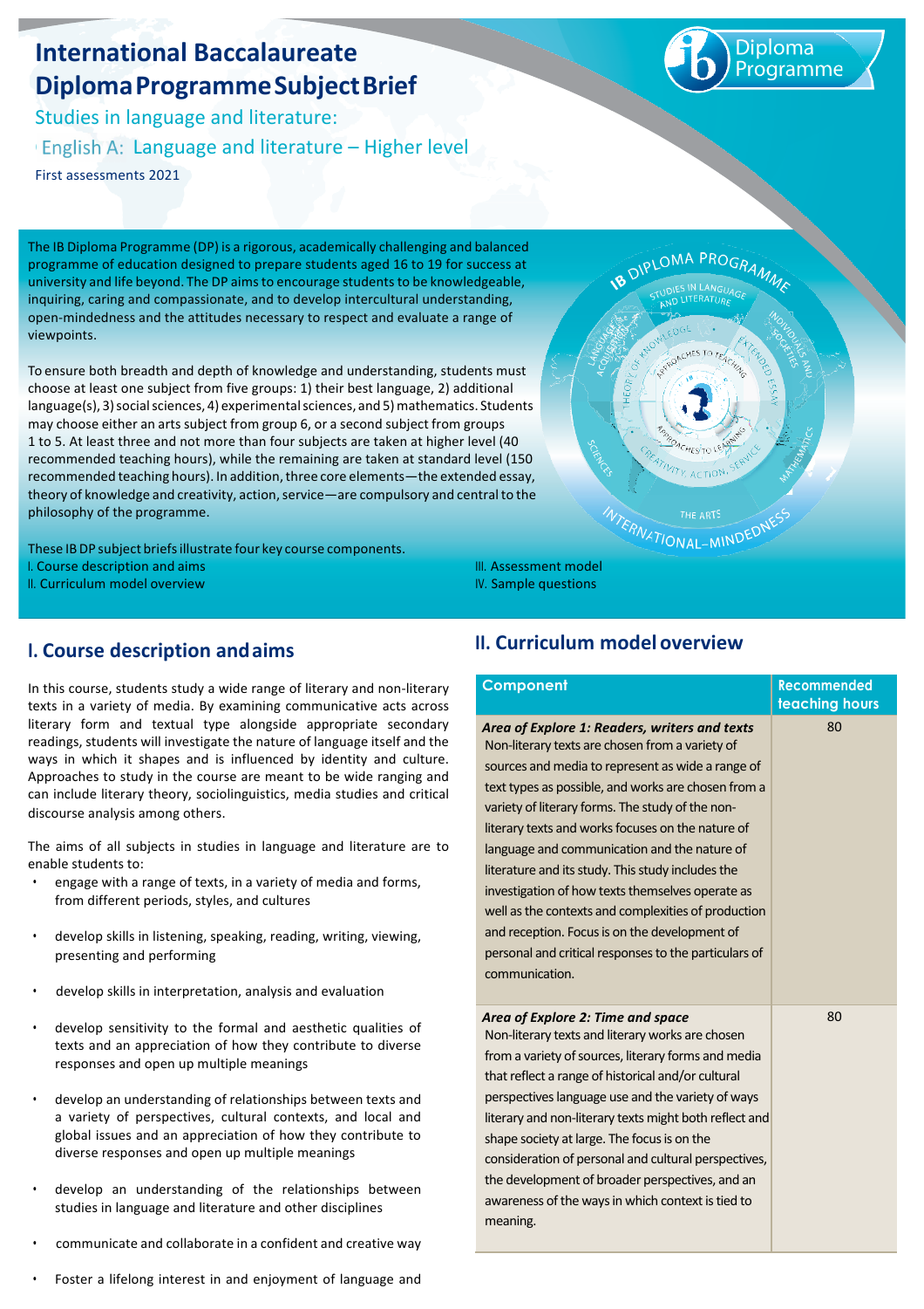# International Baccalaureate Diploma Programme Subject Brief

Studies in language and literature:

English A: Language and literature – Higher level

First assessments 2021

The IB Diploma Programme (DP) is a rigorous, academically challenging and balanced programme of education designed to prepare students aged 16 to 19 for success at university and life beyond. The DP aims to encourage students to be knowledgeable, inquiring, caring and compassionate, and to develop intercultural understanding, open-mindedness and the attitudes necessary to respect and evaluate a range of viewpoints.

To ensure both breadth and depth of knowledge and understanding, students must choose at least one subject from five groups: 1) their best language, 2) additional language(s), 3) social sciences, 4) experimental sciences, and 5) mathematics. Students may choose either an arts subject from group 6, or a second subject from groups 1 to 5. At least three and not more than four subjects are taken at higher level (40 recommended teaching hours), while the remaining are taken at standard level (150 recommended teaching hours). In addition, three core elements—the extended essay, theory of knowledge and creativity, action, service—are compulsory and central to the philosophy of the programme.

These IB DP subject briefs illustrate four key course components.

I. Course description and aims

II. Curriculum model overview

III. Assessment model

IV. Sample questions

## I. Course description and aims

In this course, students study a wide range of literary and non-literary texts in a variety of media. By examining communicative acts across literary form and textual type alongside appropriate secondary readings, students will investigate the nature of language itself and the ways in which it shapes and is influenced by identity and culture. Approaches to study in the course are meant to be wide ranging and can include literary theory, sociolinguistics, media studies and critical discourse analysis among others.

The aims of all subjects in studies in language and literature are to enable students to:

- engage with a range of texts, in a variety of media and forms, from different periods, styles, and cultures
- develop skills in listening, speaking, reading, writing, viewing, presenting and performing
- develop skills in interpretation, analysis and evaluation
- develop sensitivity to the formal and aesthetic qualities of texts and an appreciation of how they contribute to diverse responses and open up multiple meanings
- develop an understanding of relationships between texts and a variety of perspectives, cultural contexts, and local and global issues and an appreciation of how they contribute to diverse responses and open up multiple meanings
- develop an understanding of the relationships between studies in language and literature and other disciplines
- communicate and collaborate in a confident and creative way
- Foster a lifelong interest in and enjoyment of language and

## II. Curriculum model overview

| Component | Recommended teaching hours |
|---|---|
| ***Area of Explore 1: Readers, writers and texts*** Non-literary texts are chosen from a variety of sources and media to represent as wide a range of text types as possible, and works are chosen from a variety of literary forms. The study of the non-literary texts and works focuses on the nature of language and communication and the nature of literature and its study. This study includes the investigation of how texts themselves operate as well as the contexts and complexities of production and reception. Focus is on the development of personal and critical responses to the particulars of communication. | 80 |
| ***Area of Explore 2: Time and space*** Non-literary texts and literary works are chosen from a variety of sources, literary forms and media that reflect a range of historical and/or cultural perspectives language use and the variety of ways literary and non-literary texts might both reflect and shape society at large. The focus is on the consideration of personal and cultural perspectives, the development of broader perspectives, and an awareness of the ways in which context is tied to meaning. | 80 |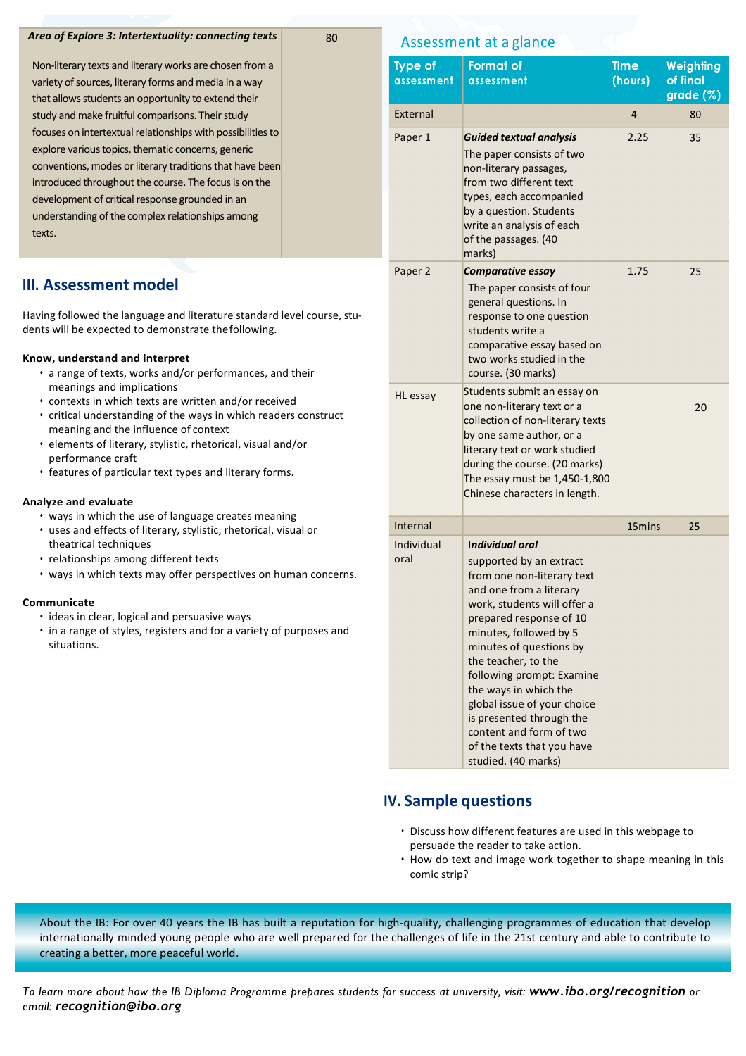| Area of Explore 3: Intertextuality: connecting texts | 80 |
|---|---|
| Non-literary texts and literary works are chosen from a variety of sources, literary forms and media in a way that allows students an opportunity to extend their study and make fruitful comparisons. Their study focuses on intertextual relationships with possibilities to explore various topics, thematic concerns, generic conventions, modes or literary traditions that have been introduced throughout the course. The focus is on the development of critical response grounded in an understanding of the complex relationships among texts. | |

## III. Assessment model

Having followed the language and literature standard level course, students will be expected to demonstrate the following.

**Know, understand and interpret**

- a range of texts, works and/or performances, and their meanings and implications
- contexts in which texts are written and/or received
- critical understanding of the ways in which readers construct meaning and the influence of context
- elements of literary, stylistic, rhetorical, visual and/or performance craft
- features of particular text types and literary forms.

**Analyze and evaluate**

- ways in which the use of language creates meaning
- uses and effects of literary, stylistic, rhetorical, visual or theatrical techniques
- relationships among different texts
- ways in which texts may offer perspectives on human concerns.

**Communicate**

- ideas in clear, logical and persuasive ways
- in a range of styles, registers and for a variety of purposes and situations.

## Assessment at a glance

| Type of assessment | Format of assessment | Time (hours) | Weighting of final grade (%) |
|---|---|---|---|
| External | | 4 | 80 |
| Paper 1 | ***Guided textual analysis*** The paper consists of two non-literary passages, from two different text types, each accompanied by a question. Students write an analysis of each of the passages. (40 marks) | 2.25 | 35 |
| Paper 2 | ***Comparative essay*** The paper consists of four general questions. In response to one question students write a comparative essay based on two works studied in the course. (30 marks) | 1.75 | 25 |
| HL essay | Students submit an essay on one non-literary text or a collection of non-literary texts by one same author, or a literary text or work studied during the course. (20 marks) The essay must be 1,450-1,800 Chinese characters in length. | | 20 |
| Internal | | 15mins | 25 |
| Individual oral | ***Individual oral*** supported by an extract from one non-literary text and one from a literary work, students will offer a prepared response of 10 minutes, followed by 5 minutes of questions by the teacher, to the following prompt: Examine the ways in which the global issue of your choice is presented through the content and form of two of the texts that you have studied. (40 marks) | | |

## IV. Sample questions

- Discuss how different features are used in this webpage to persuade the reader to take action.
- How do text and image work together to shape meaning in this comic strip?

About the IB: For over 40 years the IB has built a reputation for high-quality, challenging programmes of education that develop internationally minded young people who are well prepared for the challenges of life in the 21st century and able to contribute to creating a better, more peaceful world.

*To learn more about how the IB Diploma Programme prepares students for success at university, visit:* ***www.ibo.org/recognition*** *or email:* ***recognition@ibo.org***